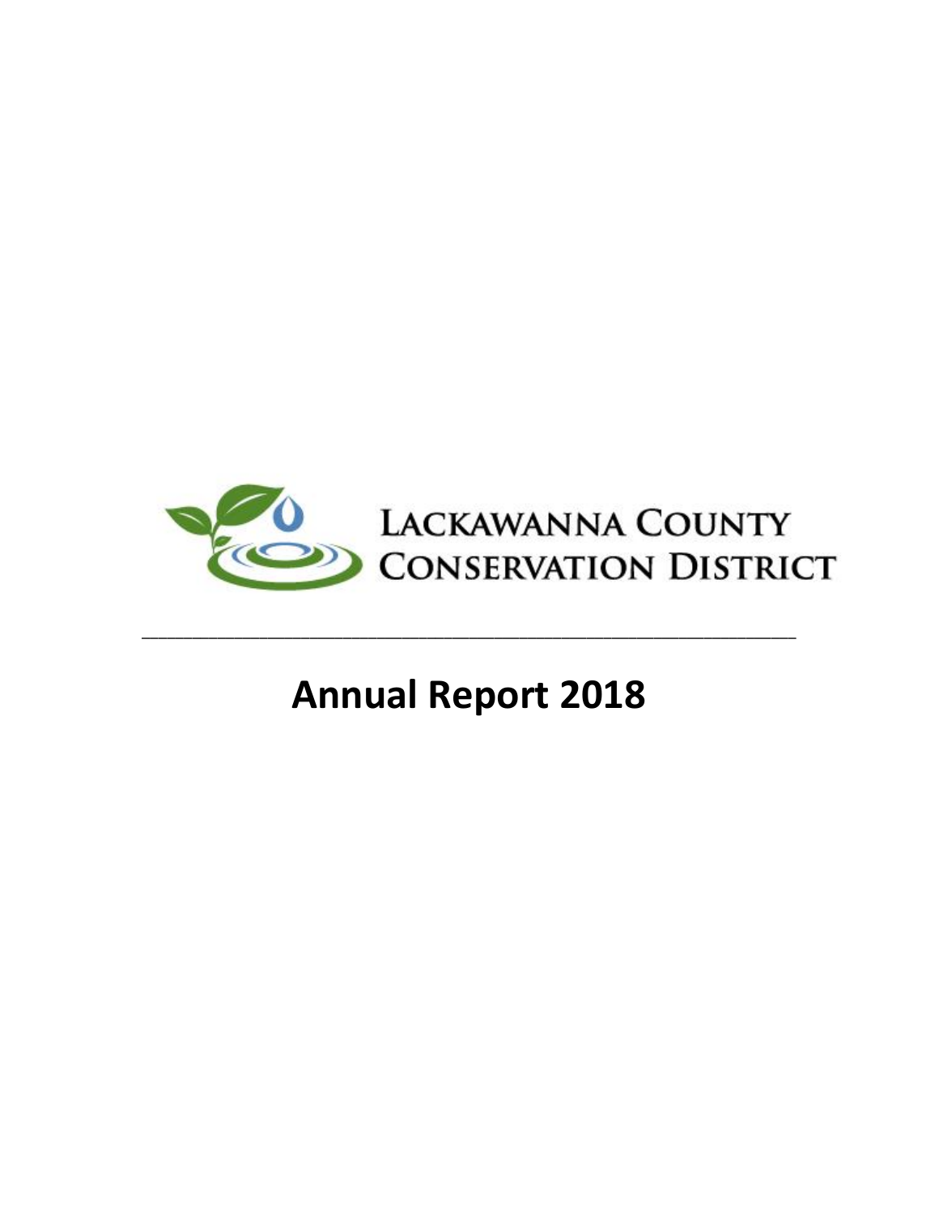LACKAWANNA COUNTY CONSERVATION DISTRICT

---

# Annual Report 2018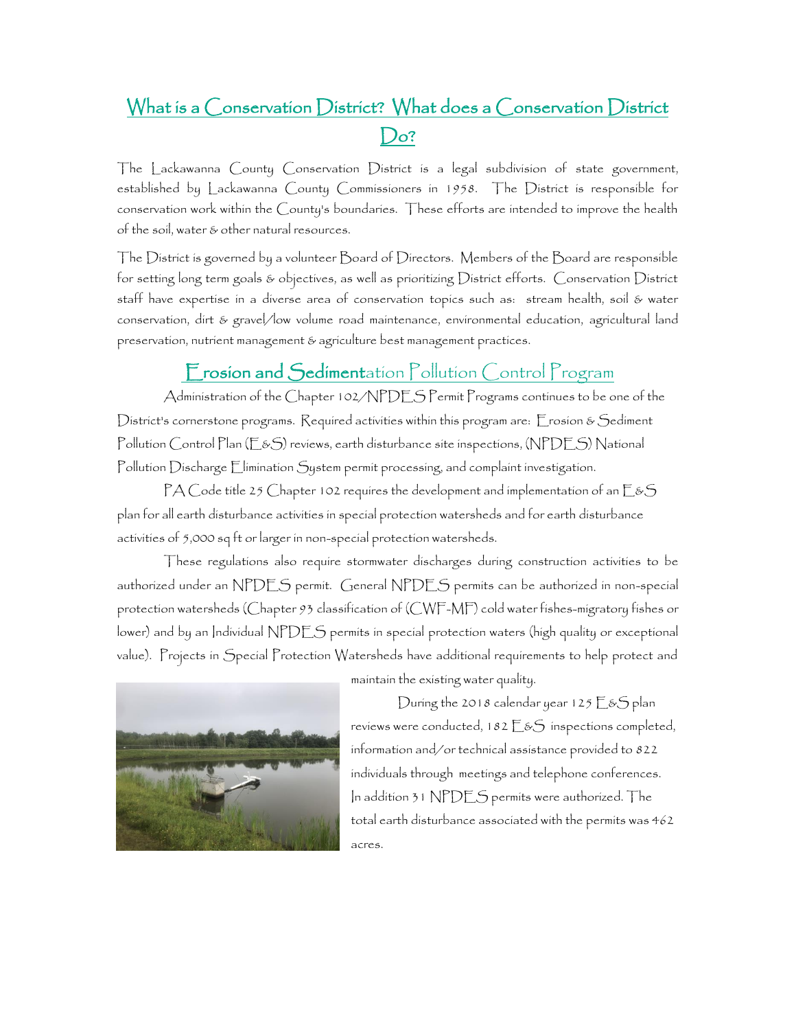## What is a Conservation District? What does a Conservation District Do?

The Lackawanna County Conservation District is a legal subdivision of state government, established by Lackawanna County Commissioners in 1958. The District is responsible for conservation work within the County's boundaries. These efforts are intended to improve the health of the soil, water & other natural resources.

The District is governed by a volunteer Board of Directors. Members of the Board are responsible for setting long term goals & objectives, as well as prioritizing District efforts. Conservation District staff have expertise in a diverse area of conservation topics such as: stream health, soil & water conservation, dirt & gravel/low volume road maintenance, environmental education, agricultural land preservation, nutrient management & agriculture best management practices.

## Erosion and Sedimentation Pollution Control Program

Administration of the Chapter 102/NPDES Permit Programs continues to be one of the District's cornerstone programs. Required activities within this program are: Erosion & Sediment Pollution Control Plan (E&S) reviews, earth disturbance site inspections, (NPDES) National Pollution Discharge Elimination System permit processing, and complaint investigation.

PA Code title 25 Chapter 102 requires the development and implementation of an E&S plan for all earth disturbance activities in special protection watersheds and for earth disturbance activities of 5,000 sq ft or larger in non-special protection watersheds.

These regulations also require stormwater discharges during construction activities to be authorized under an NPDES permit. General NPDES permits can be authorized in non-special protection watersheds (Chapter 93 classification of (CWF-MF) cold water fishes-migratory fishes or lower) and by an Individual NPDES permits in special protection waters (high quality or exceptional value). Projects in Special Protection Watersheds have additional requirements to help protect and maintain the existing water quality.

During the 2018 calendar year 125 E&S plan reviews were conducted, 182 E&S inspections completed, information and/or technical assistance provided to 822 individuals through meetings and telephone conferences. In addition 31 NPDES permits were authorized. The total earth disturbance associated with the permits was 462 acres.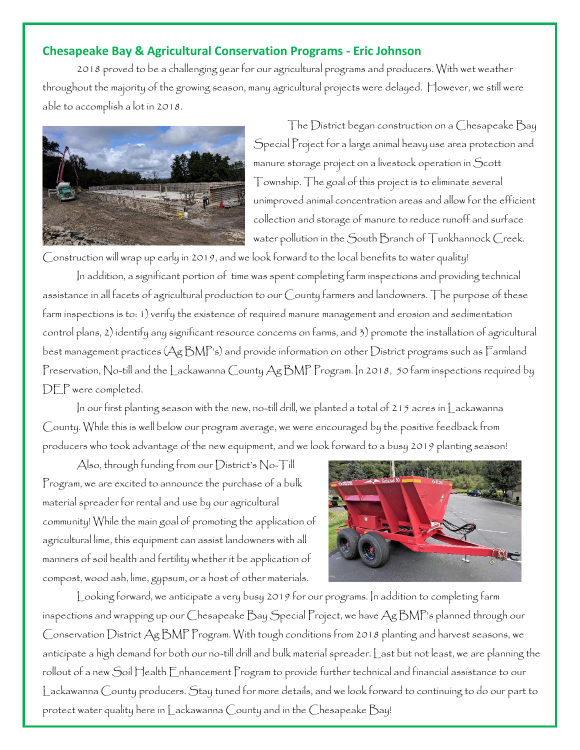## Chesapeake Bay & Agricultural Conservation Programs - Eric Johnson

2018 proved to be a challenging year for our agricultural programs and producers. With wet weather throughout the majority of the growing season, many agricultural projects were delayed. However, we still were able to accomplish a lot in 2018.

The District began construction on a Chesapeake Bay Special Project for a large animal heavy use area protection and manure storage project on a livestock operation in Scott Township. The goal of this project is to eliminate several unimproved animal concentration areas and allow for the efficient collection and storage of manure to reduce runoff and surface water pollution in the South Branch of Tunkhannock Creek. Construction will wrap up early in 2019, and we look forward to the local benefits to water quality!

In addition, a significant portion of time was spent completing farm inspections and providing technical assistance in all facets of agricultural production to our County farmers and landowners. The purpose of these farm inspections is to: 1) verify the existence of required manure management and erosion and sedimentation control plans, 2) identify any significant resource concerns on farms, and 3) promote the installation of agricultural best management practices (Ag BMP's) and provide information on other District programs such as Farmland Preservation, No-till and the Lackawanna County Ag BMP Program. In 2018, 50 farm inspections required by DEP were completed.

In our first planting season with the new, no-till drill, we planted a total of 215 acres in Lackawanna County. While this is well below our program average, we were encouraged by the positive feedback from producers who took advantage of the new equipment, and we look forward to a busy 2019 planting season!

Also, through funding from our District's No-Till Program, we are excited to announce the purchase of a bulk material spreader for rental and use by our agricultural community! While the main goal of promoting the application of agricultural lime, this equipment can assist landowners with all manners of soil health and fertility whether it be application of compost, wood ash, lime, gypsum, or a host of other materials.

Looking forward, we anticipate a very busy 2019 for our programs. In addition to completing farm inspections and wrapping up our Chesapeake Bay Special Project, we have Ag BMP's planned through our Conservation District Ag BMP Program. With tough conditions from 2018 planting and harvest seasons, we anticipate a high demand for both our no-till drill and bulk material spreader. Last but not least, we are planning the rollout of a new Soil Health Enhancement Program to provide further technical and financial assistance to our Lackawanna County producers. Stay tuned for more details, and we look forward to continuing to do our part to protect water quality here in Lackawanna County and in the Chesapeake Bay!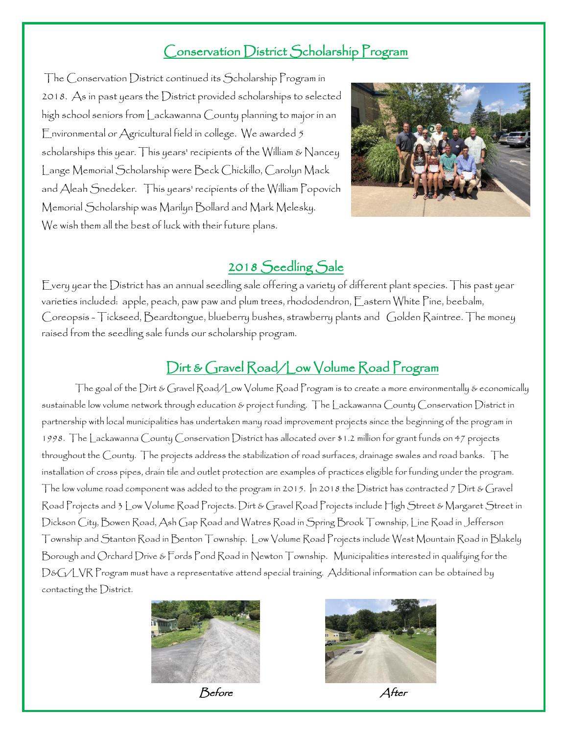## Conservation District Scholarship Program

The Conservation District continued its Scholarship Program in 2018. As in past years the District provided scholarships to selected high school seniors from Lackawanna County planning to major in an Environmental or Agricultural field in college. We awarded 5 scholarships this year. This years' recipients of the William & Nancey Lange Memorial Scholarship were Beck Chickillo, Carolyn Mack and Aleah Snedeker. This years' recipients of the William Popovich Memorial Scholarship was Marilyn Bollard and Mark Melesky. We wish them all the best of luck with their future plans.

## 2018 Seedling Sale

Every year the District has an annual seedling sale offering a variety of different plant species. This past year varieties included: apple, peach, paw paw and plum trees, rhododendron, Eastern White Pine, beebalm, Coreopsis - Tickseed, Beardtongue, blueberry bushes, strawberry plants and Golden Raintree. The money raised from the seedling sale funds our scholarship program.

## Dirt & Gravel Road/Low Volume Road Program

The goal of the Dirt & Gravel Road/Low Volume Road Program is to create a more environmentally & economically sustainable low volume network through education & project funding. The Lackawanna County Conservation District in partnership with local municipalities has undertaken many road improvement projects since the beginning of the program in 1998. The Lackawanna County Conservation District has allocated over $1.2 million for grant funds on 47 projects throughout the County. The projects address the stabilization of road surfaces, drainage swales and road banks. The installation of cross pipes, drain tile and outlet protection are examples of practices eligible for funding under the program. The low volume road component was added to the program in 2015. In 2018 the District has contracted 7 Dirt & Gravel Road Projects and 3 Low Volume Road Projects. Dirt & Gravel Road Projects include High Street & Margaret Street in Dickson City, Bowen Road, Ash Gap Road and Watres Road in Spring Brook Township, Line Road in Jefferson Township and Stanton Road in Benton Township. Low Volume Road Projects include West Mountain Road in Blakely Borough and Orchard Drive & Fords Pond Road in Newton Township. Municipalities interested in qualifying for the D&G/LVR Program must have a representative attend special training. Additional information can be obtained by contacting the District.

*Before* *After*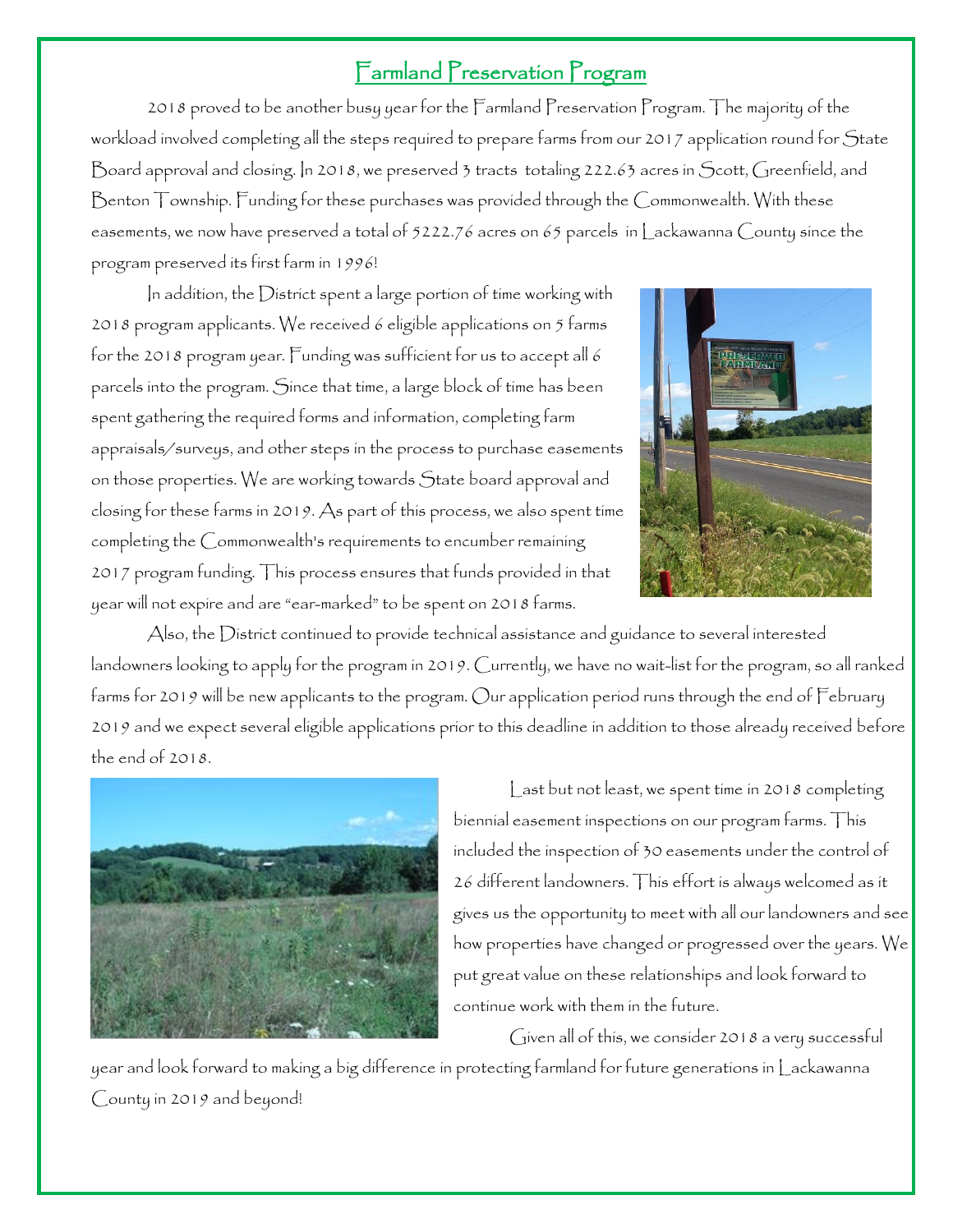## Farmland Preservation Program

2018 proved to be another busy year for the Farmland Preservation Program. The majority of the workload involved completing all the steps required to prepare farms from our 2017 application round for State Board approval and closing. In 2018, we preserved 3 tracts totaling 222.63 acres in Scott, Greenfield, and Benton Township. Funding for these purchases was provided through the Commonwealth. With these easements, we now have preserved a total of 5222.76 acres on 65 parcels in Lackawanna County since the program preserved its first farm in 1996!

In addition, the District spent a large portion of time working with 2018 program applicants. We received 6 eligible applications on 5 farms for the 2018 program year. Funding was sufficient for us to accept all 6 parcels into the program. Since that time, a large block of time has been spent gathering the required forms and information, completing farm appraisals/surveys, and other steps in the process to purchase easements on those properties. We are working towards State board approval and closing for these farms in 2019. As part of this process, we also spent time completing the Commonwealth's requirements to encumber remaining 2017 program funding. This process ensures that funds provided in that year will not expire and are "ear-marked" to be spent on 2018 farms.

Also, the District continued to provide technical assistance and guidance to several interested landowners looking to apply for the program in 2019. Currently, we have no wait-list for the program, so all ranked farms for 2019 will be new applicants to the program. Our application period runs through the end of February 2019 and we expect several eligible applications prior to this deadline in addition to those already received before the end of 2018.

Last but not least, we spent time in 2018 completing biennial easement inspections on our program farms. This included the inspection of 30 easements under the control of 26 different landowners. This effort is always welcomed as it gives us the opportunity to meet with all our landowners and see how properties have changed or progressed over the years. We put great value on these relationships and look forward to continue work with them in the future.

Given all of this, we consider 2018 a very successful year and look forward to making a big difference in protecting farmland for future generations in Lackawanna County in 2019 and beyond!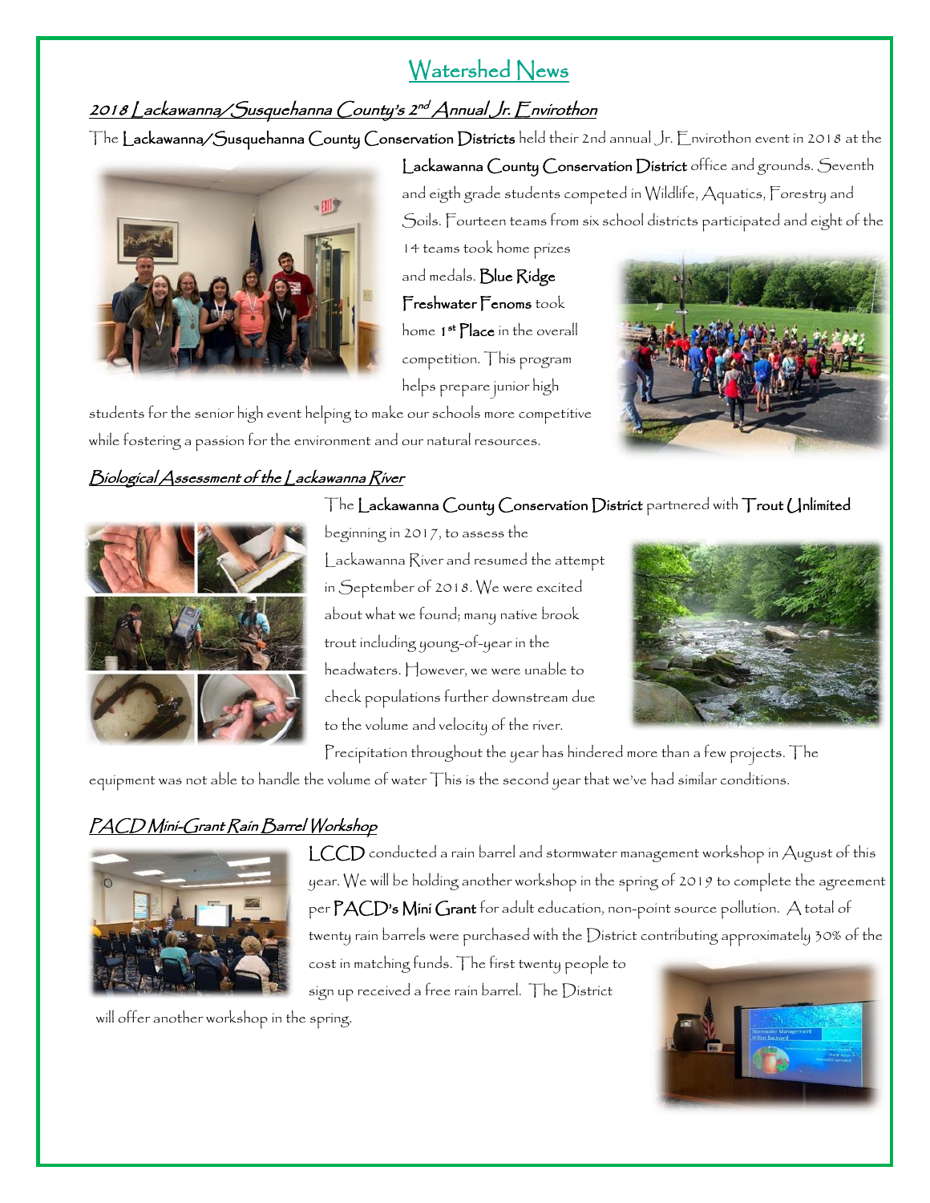# Watershed News

## *2018 Lackawanna/Susquehanna County's 2nd Annual Jr. Envirothon*

The **Lackawanna/Susquehanna County Conservation Districts** held their 2nd annual Jr. Envirothon event in 2018 at the **Lackawanna County Conservation District** office and grounds. Seventh and eigth grade students competed in Wildlife, Aquatics, Forestry and Soils. Fourteen teams from six school districts participated and eight of the 14 teams took home prizes and medals. **Blue Ridge Freshwater Fenoms** took home **1st Place** in the overall competition. This program helps prepare junior high students for the senior high event helping to make our schools more competitive while fostering a passion for the environment and our natural resources.

## *Biological Assessment of the Lackawanna River*

The **Lackawanna County Conservation District** partnered with **Trout Unlimited** beginning in 2017, to assess the Lackawanna River and resumed the attempt in September of 2018. We were excited about what we found; many native brook trout including young-of-year in the headwaters. However, we were unable to check populations further downstream due to the volume and velocity of the river. Precipitation throughout the year has hindered more than a few projects. The equipment was not able to handle the volume of water This is the second year that we've had similar conditions.

## *PACD Mini-Grant Rain Barrel Workshop*

**LCCD** conducted a rain barrel and stormwater management workshop in August of this year. We will be holding another workshop in the spring of 2019 to complete the agreement per **PACD's Mini Grant** for adult education, non-point source pollution. A total of twenty rain barrels were purchased with the District contributing approximately 30% of the cost in matching funds. The first twenty people to sign up received a free rain barrel. The District will offer another workshop in the spring.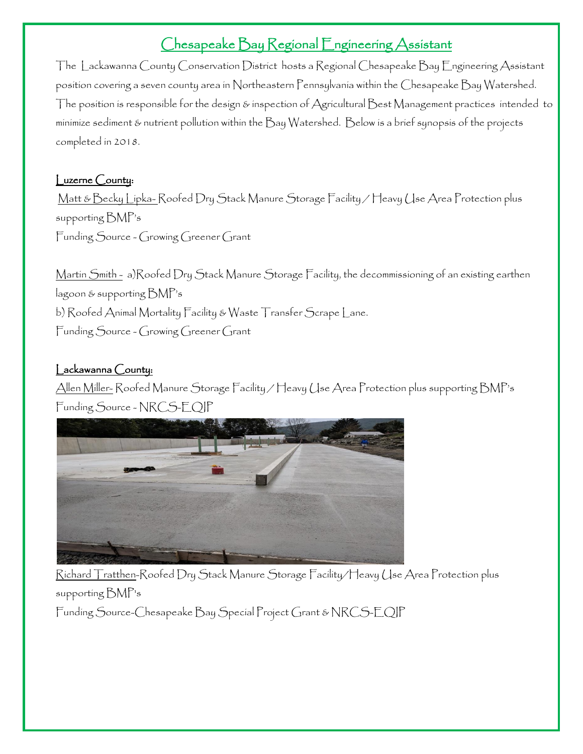# Chesapeake Bay Regional Engineering Assistant

The Lackawanna County Conservation District hosts a Regional Chesapeake Bay Engineering Assistant position covering a seven county area in Northeastern Pennsylvania within the Chesapeake Bay Watershed. The position is responsible for the design & inspection of Agricultural Best Management practices intended to minimize sediment & nutrient pollution within the Bay Watershed. Below is a brief synopsis of the projects completed in 2018.

## Luzerne County:

Matt & Becky Lipka- Roofed Dry Stack Manure Storage Facility / Heavy Use Area Protection plus supporting BMP's
Funding Source - Growing Greener Grant

Martin Smith - a)Roofed Dry Stack Manure Storage Facility, the decommissioning of an existing earthen lagoon & supporting BMP's
b) Roofed Animal Mortality Facility & Waste Transfer Scrape Lane.
Funding Source - Growing Greener Grant

## Lackawanna County:

Allen Miller- Roofed Manure Storage Facility / Heavy Use Area Protection plus supporting BMP's
Funding Source - NRCS-EQIP

Richard Tratthen-Roofed Dry Stack Manure Storage Facility/Heavy Use Area Protection plus supporting BMP's
Funding Source-Chesapeake Bay Special Project Grant & NRCS-EQIP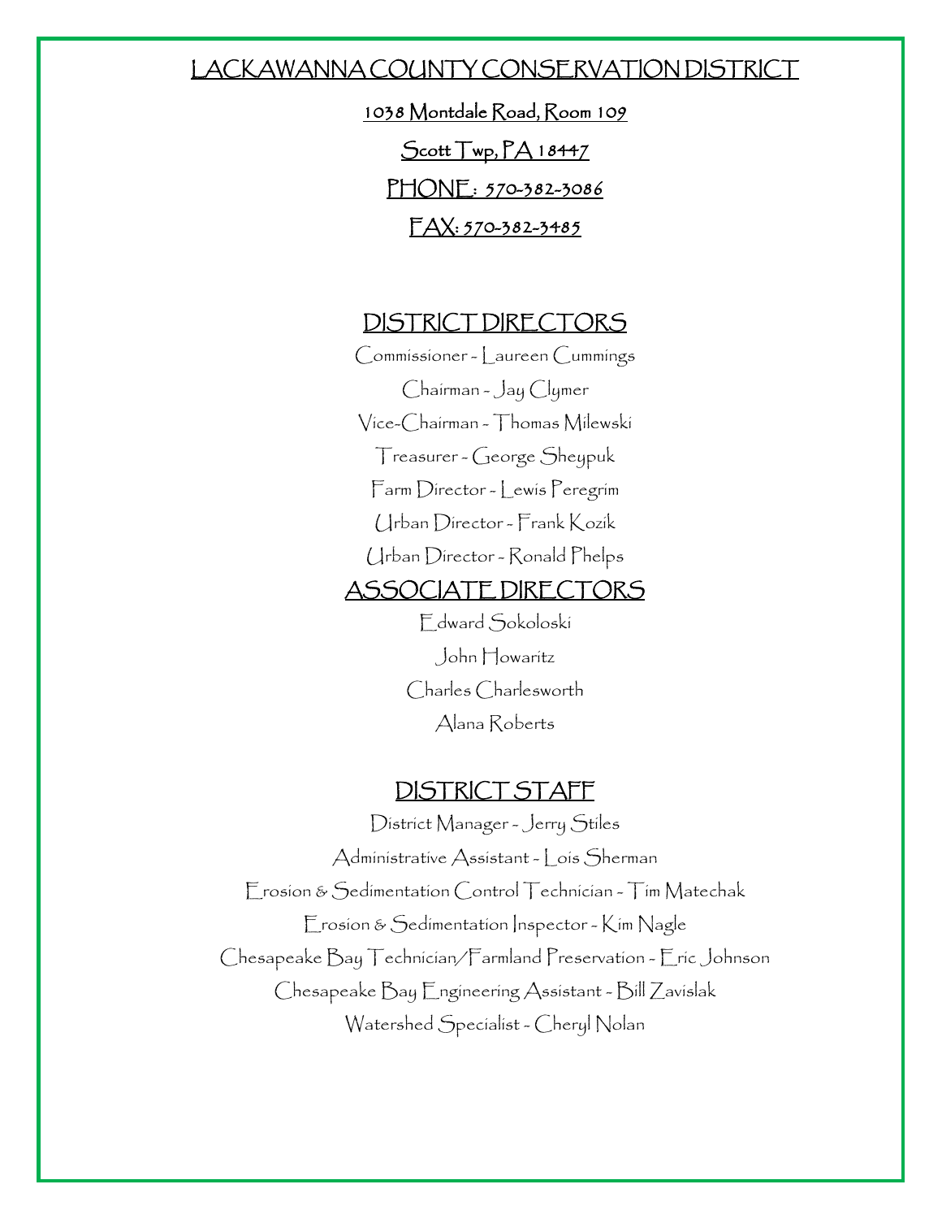# LACKAWANNA COUNTY CONSERVATION DISTRICT

1038 Montdale Road, Room 109

Scott Twp, PA 18447

PHONE: 570-382-3086

FAX: 570-382-3485

## DISTRICT DIRECTORS

Commissioner - Laureen Cummings

Chairman - Jay Clymer

Vice-Chairman - Thomas Milewski

Treasurer - George Sheypuk

Farm Director - Lewis Peregrim

Urban Director - Frank Kozik

Urban Director - Ronald Phelps

## ASSOCIATE DIRECTORS

Edward Sokoloski

John Howaritz

Charles Charlesworth

Alana Roberts

## DISTRICT STAFF

District Manager - Jerry Stiles

Administrative Assistant - Lois Sherman

Erosion & Sedimentation Control Technician - Tim Matechak

Erosion & Sedimentation Inspector - Kim Nagle

Chesapeake Bay Technician/Farmland Preservation - Eric Johnson

Chesapeake Bay Engineering Assistant - Bill Zavislak

Watershed Specialist - Cheryl Nolan